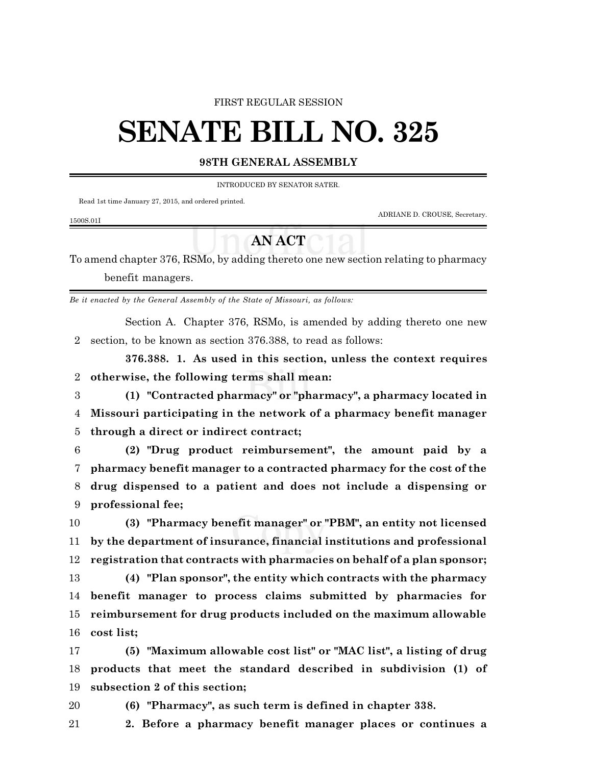FIRST REGULAR SESSION

# SENATE BILL NO. 325

## 98TH GENERAL ASSEMBLY

INTRODUCED BY SENATOR SATER.

Read 1st time January 27, 2015, and ordered printed.

ADRIANE D. CROUSE, Secretary.

1500S.01I

## AN ACT

To amend chapter 376, RSMo, by adding thereto one new section relating to pharmacy benefit managers.

*Be it enacted by the General Assembly of the State of Missouri, as follows:*

Section A. Chapter 376, RSMo, is amended by adding thereto one new section, to be known as section 376.388, to read as follows:

**376.388. 1. As used in this section, unless the context requires otherwise, the following terms shall mean:**

**(1) "Contracted pharmacy" or "pharmacy", a pharmacy located in Missouri participating in the network of a pharmacy benefit manager through a direct or indirect contract;**

**(2) "Drug product reimbursement", the amount paid by a pharmacy benefit manager to a contracted pharmacy for the cost of the drug dispensed to a patient and does not include a dispensing or professional fee;**

**(3) "Pharmacy benefit manager" or "PBM", an entity not licensed by the department of insurance, financial institutions and professional registration that contracts with pharmacies on behalf of a plan sponsor;**

**(4) "Plan sponsor", the entity which contracts with the pharmacy benefit manager to process claims submitted by pharmacies for reimbursement for drug products included on the maximum allowable cost list;**

**(5) "Maximum allowable cost list" or "MAC list", a listing of drug products that meet the standard described in subdivision (1) of subsection 2 of this section;**

**(6) "Pharmacy", as such term is defined in chapter 338.**

**2. Before a pharmacy benefit manager places or continues a**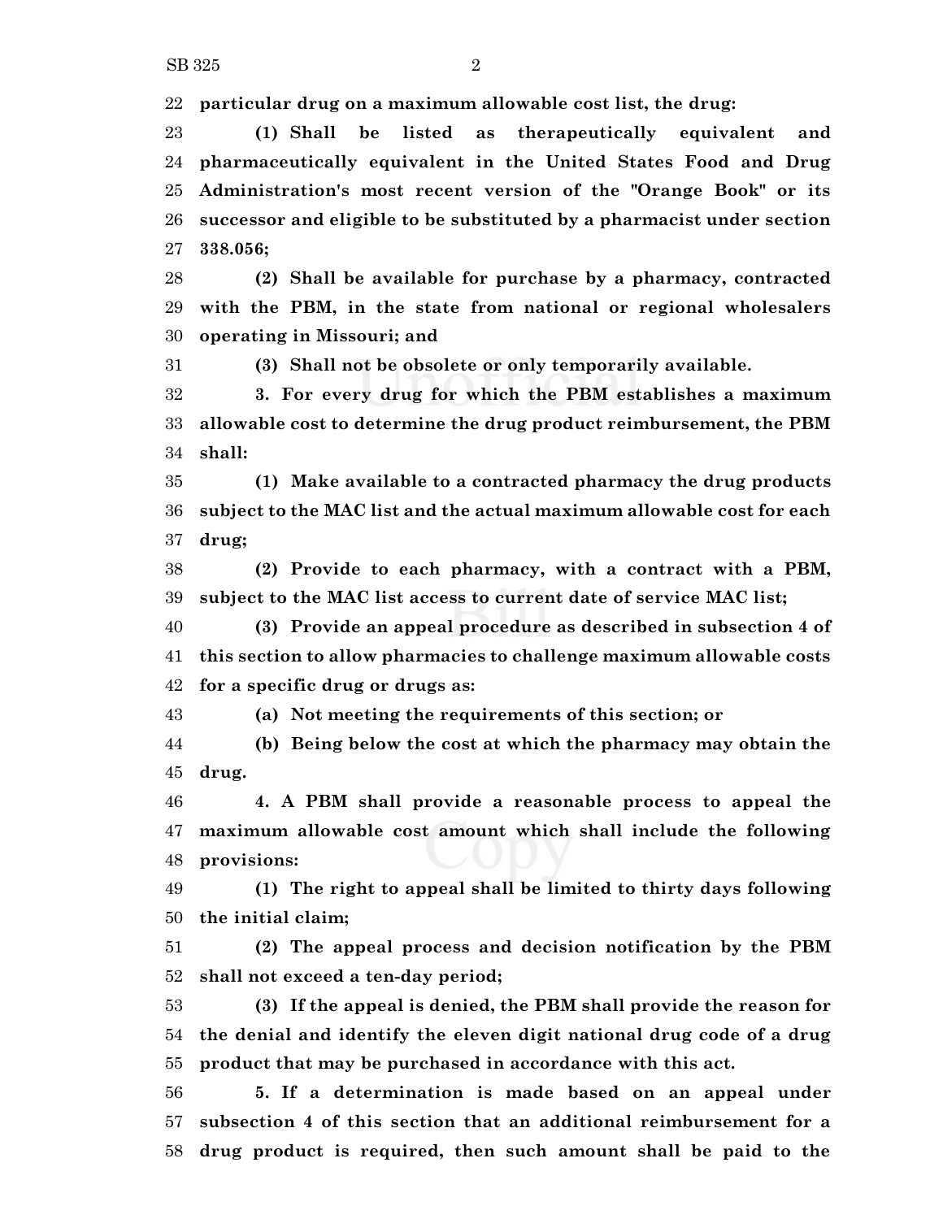**particular drug on a maximum allowable cost list, the drug:**

**(1) Shall be listed as therapeutically equivalent and pharmaceutically equivalent in the United States Food and Drug Administration's most recent version of the "Orange Book" or its successor and eligible to be substituted by a pharmacist under section 338.056;**

**(2) Shall be available for purchase by a pharmacy, contracted with the PBM, in the state from national or regional wholesalers operating in Missouri; and**

**(3) Shall not be obsolete or only temporarily available.**

**3. For every drug for which the PBM establishes a maximum allowable cost to determine the drug product reimbursement, the PBM shall:**

**(1) Make available to a contracted pharmacy the drug products subject to the MAC list and the actual maximum allowable cost for each drug;**

**(2) Provide to each pharmacy, with a contract with a PBM, subject to the MAC list access to current date of service MAC list;**

**(3) Provide an appeal procedure as described in subsection 4 of this section to allow pharmacies to challenge maximum allowable costs for a specific drug or drugs as:**

**(a) Not meeting the requirements of this section; or**

**(b) Being below the cost at which the pharmacy may obtain the drug.**

**4. A PBM shall provide a reasonable process to appeal the maximum allowable cost amount which shall include the following provisions:**

**(1) The right to appeal shall be limited to thirty days following the initial claim;**

**(2) The appeal process and decision notification by the PBM shall not exceed a ten-day period;**

**(3) If the appeal is denied, the PBM shall provide the reason for the denial and identify the eleven digit national drug code of a drug product that may be purchased in accordance with this act.**

**5. If a determination is made based on an appeal under subsection 4 of this section that an additional reimbursement for a drug product is required, then such amount shall be paid to the**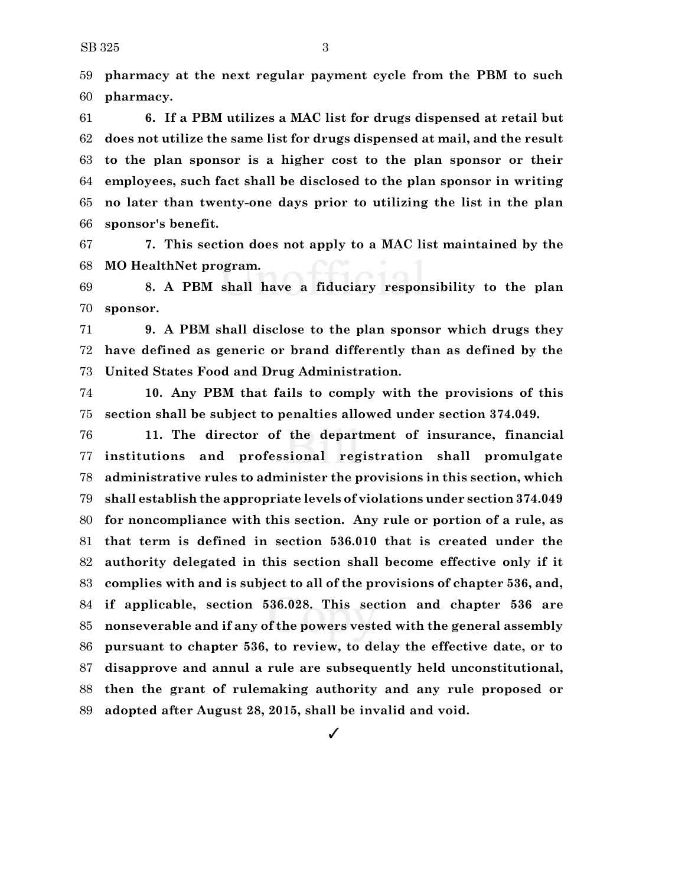**pharmacy at the next regular payment cycle from the PBM to such pharmacy.**

**6. If a PBM utilizes a MAC list for drugs dispensed at retail but does not utilize the same list for drugs dispensed at mail, and the result to the plan sponsor is a higher cost to the plan sponsor or their employees, such fact shall be disclosed to the plan sponsor in writing no later than twenty-one days prior to utilizing the list in the plan sponsor's benefit.**

**7. This section does not apply to a MAC list maintained by the MO HealthNet program.**

**8. A PBM shall have a fiduciary responsibility to the plan sponsor.**

**9. A PBM shall disclose to the plan sponsor which drugs they have defined as generic or brand differently than as defined by the United States Food and Drug Administration.**

**10. Any PBM that fails to comply with the provisions of this section shall be subject to penalties allowed under section 374.049.**

**11. The director of the department of insurance, financial institutions and professional registration shall promulgate administrative rules to administer the provisions in this section, which shall establish the appropriate levels of violations under section 374.049 for noncompliance with this section. Any rule or portion of a rule, as that term is defined in section 536.010 that is created under the authority delegated in this section shall become effective only if it complies with and is subject to all of the provisions of chapter 536, and, if applicable, section 536.028. This section and chapter 536 are nonseverable and if any of the powers vested with the general assembly pursuant to chapter 536, to review, to delay the effective date, or to disapprove and annul a rule are subsequently held unconstitutional, then the grant of rulemaking authority and any rule proposed or adopted after August 28, 2015, shall be invalid and void.**

✓